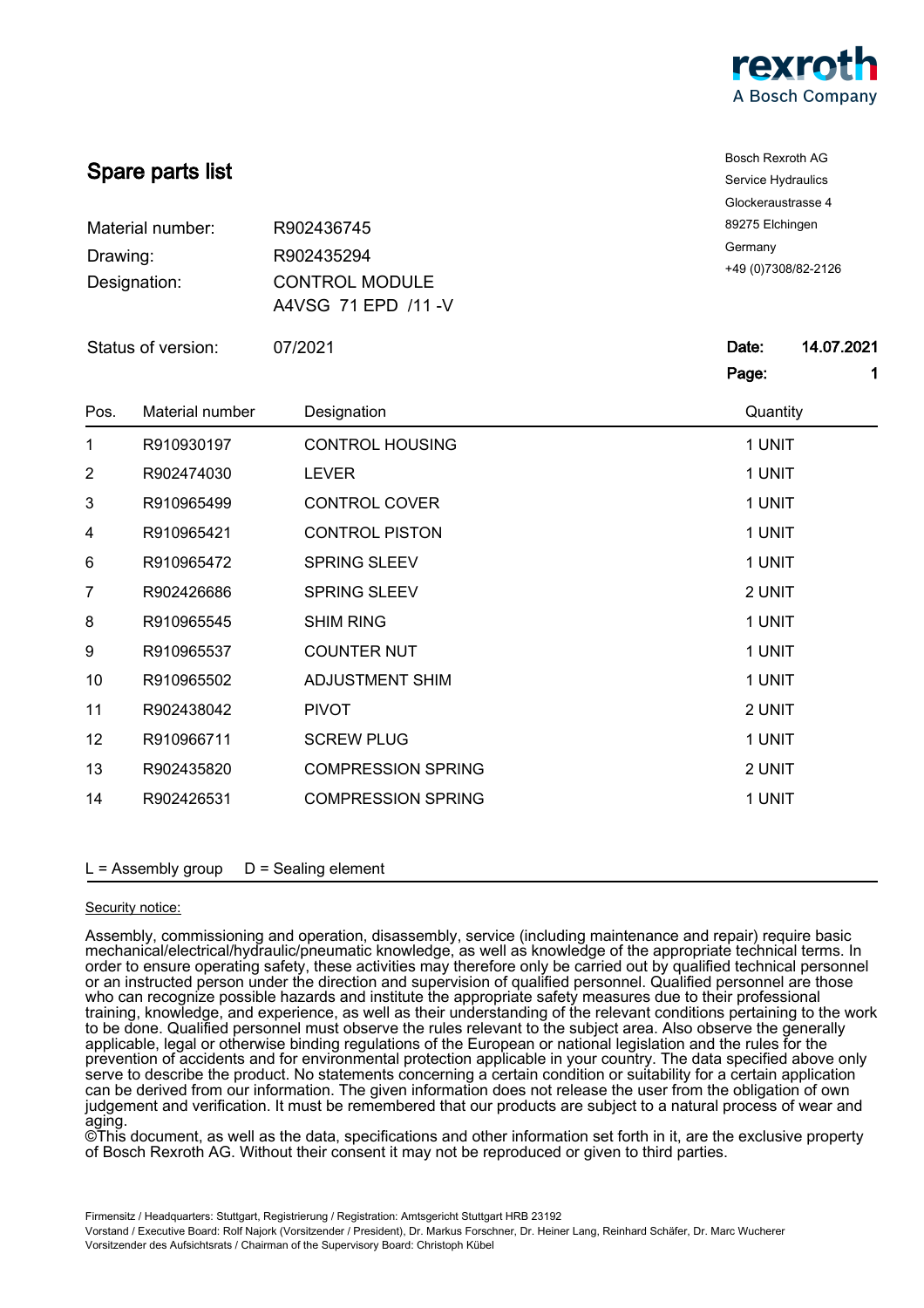rexroth
A Bosch Company

# Spare parts list

Bosch Rexroth AG
Service Hydraulics
Glockeraustrasse 4
89275 Elchingen
Germany
+49 (0)7308/82-2126

| | |
|---|---|
| Material number: | R902436745 |
| Drawing: | R902435294 |
| Designation: | CONTROL MODULE<br>A4VSG 71 EPD /11 -V |
| Status of version: | 07/2021 |

**Date:** 14.07.2021
**Page:** 1

| Pos. | Material number | Designation | Quantity |
|---|---|---|---|
| 1 | R910930197 | CONTROL HOUSING | 1 UNIT |
| 2 | R902474030 | LEVER | 1 UNIT |
| 3 | R910965499 | CONTROL COVER | 1 UNIT |
| 4 | R910965421 | CONTROL PISTON | 1 UNIT |
| 6 | R910965472 | SPRING SLEEV | 1 UNIT |
| 7 | R902426686 | SPRING SLEEV | 2 UNIT |
| 8 | R910965545 | SHIM RING | 1 UNIT |
| 9 | R910965537 | COUNTER NUT | 1 UNIT |
| 10 | R910965502 | ADJUSTMENT SHIM | 1 UNIT |
| 11 | R902438042 | PIVOT | 2 UNIT |
| 12 | R910966711 | SCREW PLUG | 1 UNIT |
| 13 | R902435820 | COMPRESSION SPRING | 2 UNIT |
| 14 | R902426531 | COMPRESSION SPRING | 1 UNIT |

L = Assembly group D = Sealing element

Security notice:

Assembly, commissioning and operation, disassembly, service (including maintenance and repair) require basic mechanical/electrical/hydraulic/pneumatic knowledge, as well as knowledge of the appropriate technical terms. In order to ensure operating safety, these activities may therefore only be carried out by qualified technical personnel or an instructed person under the direction and supervision of qualified personnel. Qualified personnel are those who can recognize possible hazards and institute the appropriate safety measures due to their professional training, knowledge, and experience, as well as their understanding of the relevant conditions pertaining to the work to be done. Qualified personnel must observe the rules relevant to the subject area. Also observe the generally applicable, legal or otherwise binding regulations of the European or national legislation and the rules for the prevention of accidents and for environmental protection applicable in your country. The data specified above only serve to describe the product. No statements concerning a certain condition or suitability for a certain application can be derived from our information. The given information does not release the user from the obligation of own judgement and verification. It must be remembered that our products are subject to a natural process of wear and aging.
©This document, as well as the data, specifications and other information set forth in it, are the exclusive property of Bosch Rexroth AG. Without their consent it may not be reproduced or given to third parties.

Firmensitz / Headquarters: Stuttgart, Registrierung / Registration: Amtsgericht Stuttgart HRB 23192
Vorstand / Executive Board: Rolf Najork (Vorsitzender / President), Dr. Markus Forschner, Dr. Heiner Lang, Reinhard Schäfer, Dr. Marc Wucherer
Vorsitzender des Aufsichtsrats / Chairman of the Supervisory Board: Christoph Kübel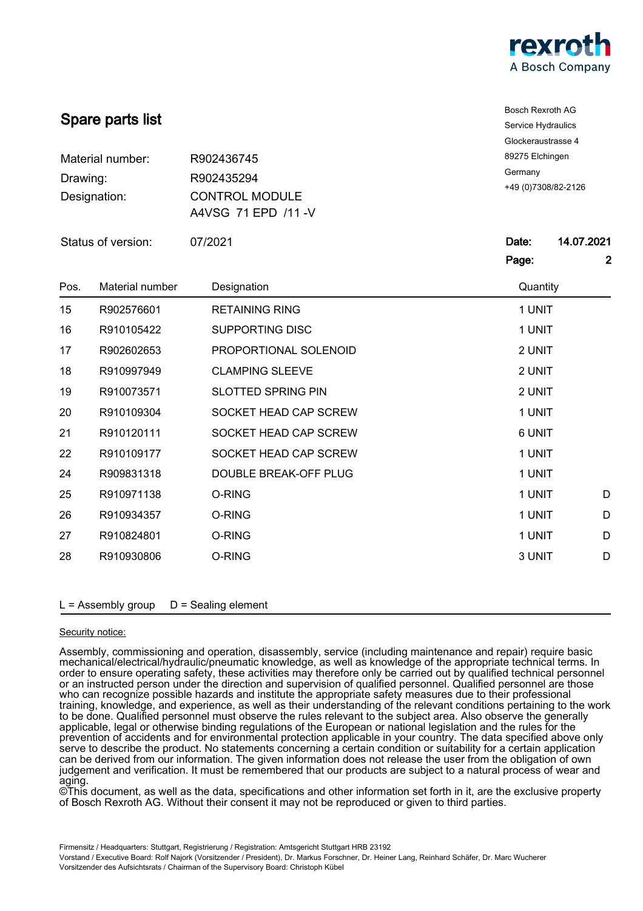rexroth
A Bosch Company

# Spare parts list

| | |
|---|---|
| Material number: | R902436745 |
| Drawing: | R902435294 |
| Designation: | CONTROL MODULE<br>A4VSG 71 EPD /11 -V |
| Status of version: | 07/2021 |

Bosch Rexroth AG
Service Hydraulics
Glockeraustrasse 4
89275 Elchingen
Germany
+49 (0)7308/82-2126

**Date:** **14.07.2021**
**Page:** **2**

| Pos. | Material number | Designation | Quantity | |
|---|---|---|---|---|
| 15 | R902576601 | RETAINING RING | 1 UNIT | |
| 16 | R910105422 | SUPPORTING DISC | 1 UNIT | |
| 17 | R902602653 | PROPORTIONAL SOLENOID | 2 UNIT | |
| 18 | R910997949 | CLAMPING SLEEVE | 2 UNIT | |
| 19 | R910073571 | SLOTTED SPRING PIN | 2 UNIT | |
| 20 | R910109304 | SOCKET HEAD CAP SCREW | 1 UNIT | |
| 21 | R910120111 | SOCKET HEAD CAP SCREW | 6 UNIT | |
| 22 | R910109177 | SOCKET HEAD CAP SCREW | 1 UNIT | |
| 24 | R909831318 | DOUBLE BREAK-OFF PLUG | 1 UNIT | |
| 25 | R910971138 | O-RING | 1 UNIT | D |
| 26 | R910934357 | O-RING | 1 UNIT | D |
| 27 | R910824801 | O-RING | 1 UNIT | D |
| 28 | R910930806 | O-RING | 3 UNIT | D |

L = Assembly group    D = Sealing element

Security notice:

Assembly, commissioning and operation, disassembly, service (including maintenance and repair) require basic mechanical/electrical/hydraulic/pneumatic knowledge, as well as knowledge of the appropriate technical terms. In order to ensure operating safety, these activities may therefore only be carried out by qualified technical personnel or an instructed person under the direction and supervision of qualified personnel. Qualified personnel are those who can recognize possible hazards and institute the appropriate safety measures due to their professional training, knowledge, and experience, as well as their understanding of the relevant conditions pertaining to the work to be done. Qualified personnel must observe the rules relevant to the subject area. Also observe the generally applicable, legal or otherwise binding regulations of the European or national legislation and the rules for the prevention of accidents and for environmental protection applicable in your country. The data specified above only serve to describe the product. No statements concerning a certain condition or suitability for a certain application can be derived from our information. The given information does not release the user from the obligation of own judgement and verification. It must be remembered that our products are subject to a natural process of wear and aging.
©This document, as well as the data, specifications and other information set forth in it, are the exclusive property of Bosch Rexroth AG. Without their consent it may not be reproduced or given to third parties.

Firmensitz / Headquarters: Stuttgart, Registrierung / Registration: Amtsgericht Stuttgart HRB 23192
Vorstand / Executive Board: Rolf Najork (Vorsitzender / President), Dr. Markus Forschner, Dr. Heiner Lang, Reinhard Schäfer, Dr. Marc Wucherer
Vorsitzender des Aufsichtsrats / Chairman of the Supervisory Board: Christoph Kübel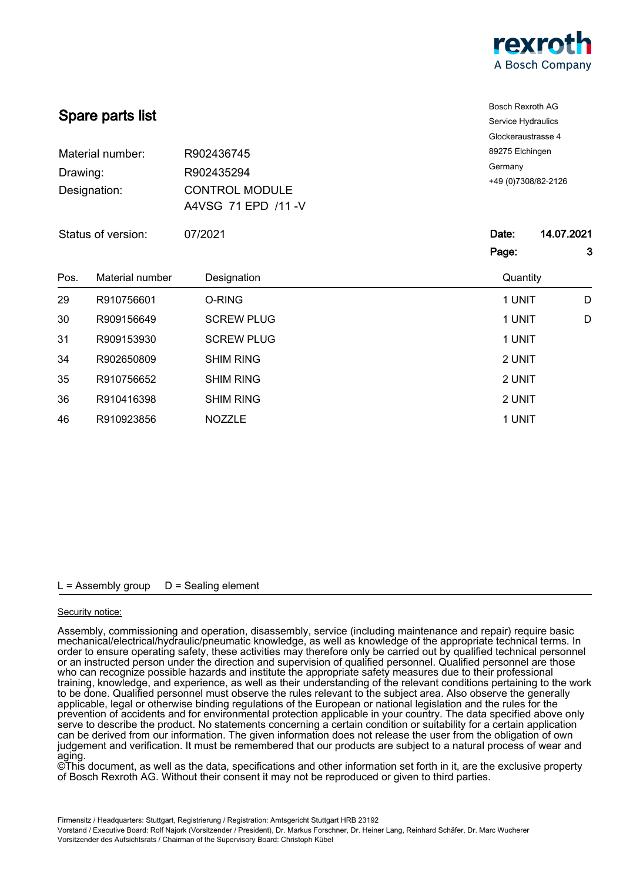rexroth
A Bosch Company

# Spare parts list

Bosch Rexroth AG
Service Hydraulics
Glockeraustrasse 4
89275 Elchingen
Germany
+49 (0)7308/82-2126

Material number: R902436745
Drawing: R902435294
Designation: CONTROL MODULE
A4VSG 71 EPD /11 -V

Status of version: 07/2021

**Date:** 14.07.2021
**Page:** 3

| Pos. | Material number | Designation | Quantity | |
|---|---|---|---|---|
| 29 | R910756601 | O-RING | 1 UNIT | D |
| 30 | R909156649 | SCREW PLUG | 1 UNIT | D |
| 31 | R909153930 | SCREW PLUG | 1 UNIT | |
| 34 | R902650809 | SHIM RING | 2 UNIT | |
| 35 | R910756652 | SHIM RING | 2 UNIT | |
| 36 | R910416398 | SHIM RING | 2 UNIT | |
| 46 | R910923856 | NOZZLE | 1 UNIT | |

L = Assembly group D = Sealing element

Security notice:

Assembly, commissioning and operation, disassembly, service (including maintenance and repair) require basic mechanical/electrical/hydraulic/pneumatic knowledge, as well as knowledge of the appropriate technical terms. In order to ensure operating safety, these activities may therefore only be carried out by qualified technical personnel or an instructed person under the direction and supervision of qualified personnel. Qualified personnel are those who can recognize possible hazards and institute the appropriate safety measures due to their professional training, knowledge, and experience, as well as their understanding of the relevant conditions pertaining to the work to be done. Qualified personnel must observe the rules relevant to the subject area. Also observe the generally applicable, legal or otherwise binding regulations of the European or national legislation and the rules for the prevention of accidents and for environmental protection applicable in your country. The data specified above only serve to describe the product. No statements concerning a certain condition or suitability for a certain application can be derived from our information. The given information does not release the user from the obligation of own judgement and verification. It must be remembered that our products are subject to a natural process of wear and aging.
©This document, as well as the data, specifications and other information set forth in it, are the exclusive property of Bosch Rexroth AG. Without their consent it may not be reproduced or given to third parties.

Firmensitz / Headquarters: Stuttgart, Registrierung / Registration: Amtsgericht Stuttgart HRB 23192
Vorstand / Executive Board: Rolf Najork (Vorsitzender / President), Dr. Markus Forschner, Dr. Heiner Lang, Reinhard Schäfer, Dr. Marc Wucherer
Vorsitzender des Aufsichtsrats / Chairman of the Supervisory Board: Christoph Kübel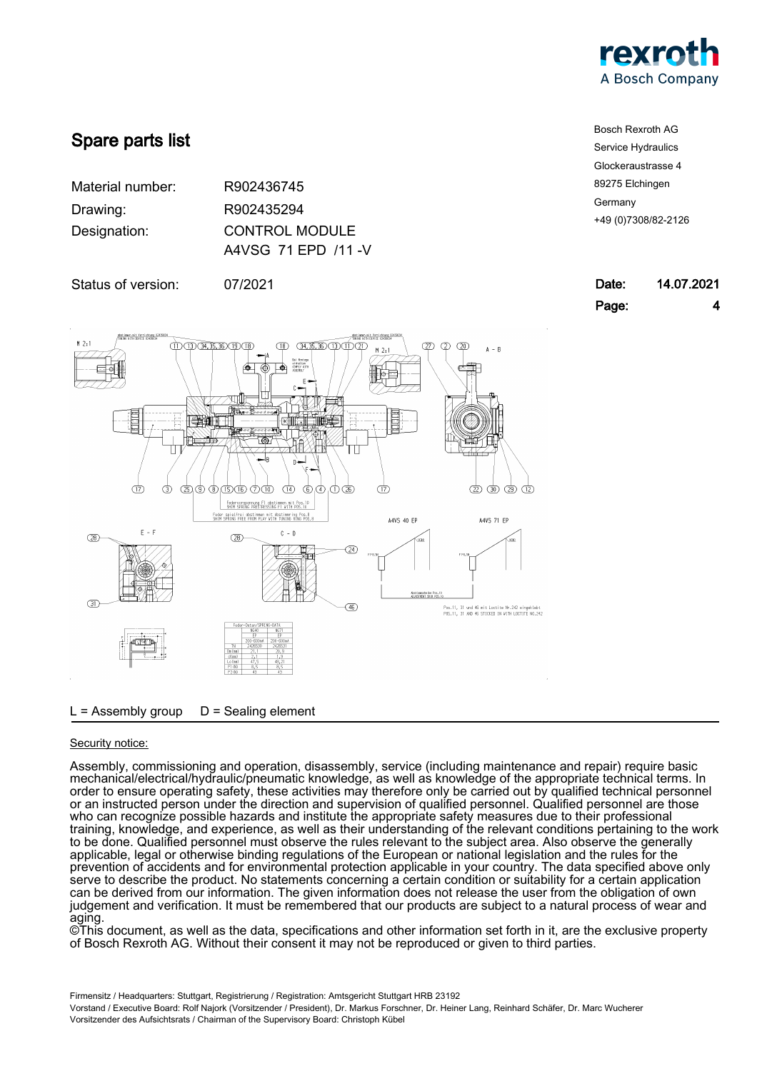# Spare parts list

Bosch Rexroth AG
Service Hydraulics
Glockeraustrasse 4
89275 Elchingen
Germany
+49 (0)7308/82-2126

| | |
|---|---|
| Material number: | R902436745 |
| Drawing: | R902435294 |
| Designation: | CONTROL MODULE<br>A4VSG 71 EPD /11 -V |
| Status of version: | 07/2021 |

**Date:** 14.07.2021

L = Assembly group    D = Sealing element

Security notice:

Assembly, commissioning and operation, disassembly, service (including maintenance and repair) require basic mechanical/electrical/hydraulic/pneumatic knowledge, as well as knowledge of the appropriate technical terms. In order to ensure operating safety, these activities may therefore only be carried out by qualified technical personnel or an instructed person under the direction and supervision of qualified personnel. Qualified personnel are those who can recognize possible hazards and institute the appropriate safety measures due to their professional training, knowledge, and experience, as well as their understanding of the relevant conditions pertaining to the work to be done. Qualified personnel must observe the rules relevant to the subject area. Also observe the generally applicable, legal or otherwise binding regulations of the European or national legislation and the rules for the prevention of accidents and for environmental protection applicable in your country. The data specified above only serve to describe the product. No statements concerning a certain condition or suitability for a certain application can be derived from our information. The given information does not release the user from the obligation of own judgement and verification. It must be remembered that our products are subject to a natural process of wear and aging.

©This document, as well as the data, specifications and other information set forth in it, are the exclusive property of Bosch Rexroth AG. Without their consent it may not be reproduced or given to third parties.

Firmensitz / Headquarters: Stuttgart, Registrierung / Registration: Amtsgericht Stuttgart HRB 23192
Vorstand / Executive Board: Rolf Najork (Vorsitzender / President), Dr. Markus Forschner, Dr. Heiner Lang, Reinhard Schäfer, Dr. Marc Wucherer
Vorsitzender des Aufsichtsrats / Chairman of the Supervisory Board: Christoph Kübel